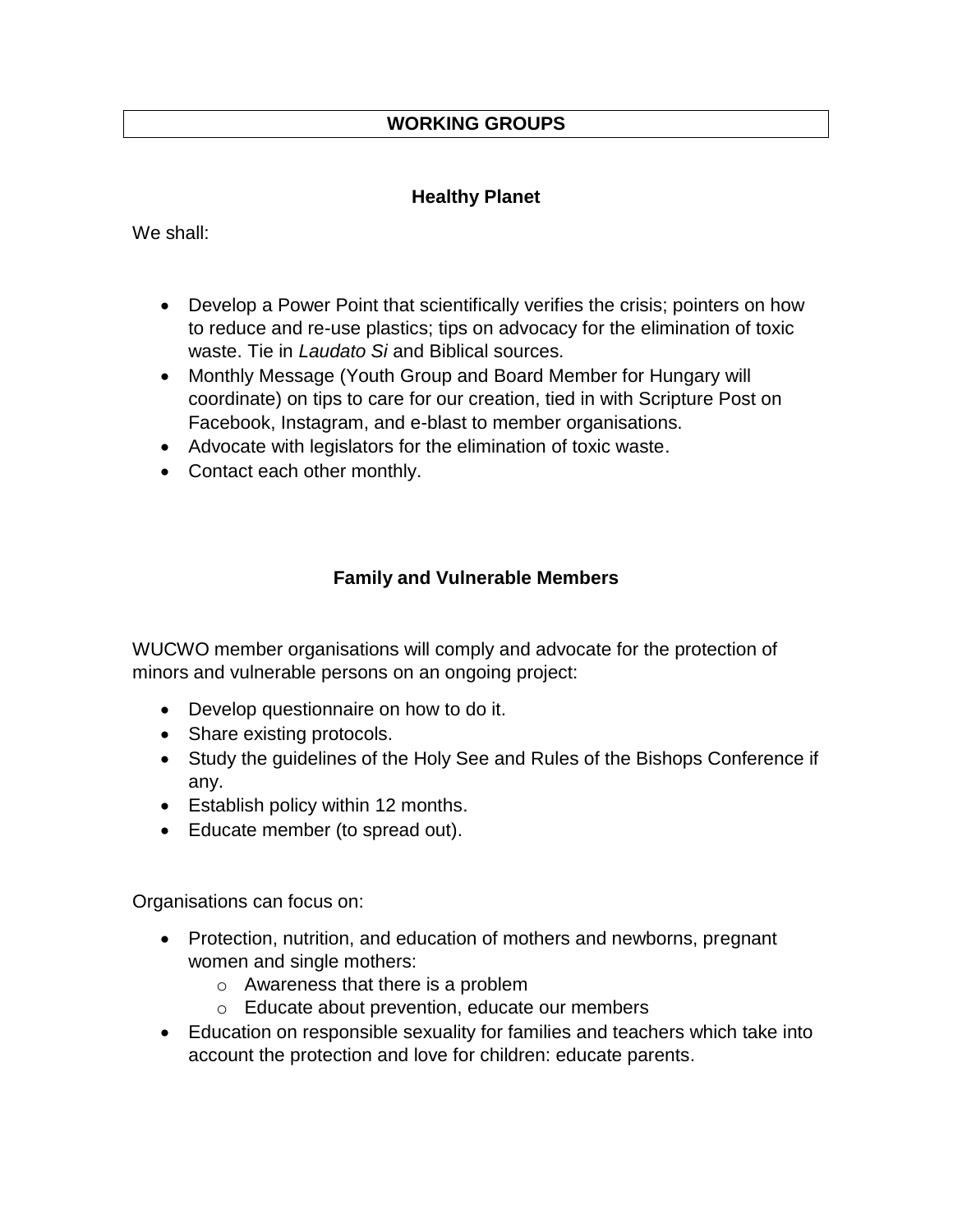# WORKING GROUPS

## Healthy Planet

We shall:

- Develop a Power Point that scientifically verifies the crisis; pointers on how to reduce and re-use plastics; tips on advocacy for the elimination of toxic waste. Tie in *Laudato Si* and Biblical sources.
- Monthly Message (Youth Group and Board Member for Hungary will coordinate) on tips to care for our creation, tied in with Scripture Post on Facebook, Instagram, and e-blast to member organisations.
- Advocate with legislators for the elimination of toxic waste.
- Contact each other monthly.

## Family and Vulnerable Members

WUCWO member organisations will comply and advocate for the protection of minors and vulnerable persons on an ongoing project:

- Develop questionnaire on how to do it.
- Share existing protocols.
- Study the guidelines of the Holy See and Rules of the Bishops Conference if any.
- Establish policy within 12 months.
- Educate member (to spread out).

Organisations can focus on:

- Protection, nutrition, and education of mothers and newborns, pregnant women and single mothers:
  - Awareness that there is a problem
  - Educate about prevention, educate our members
- Education on responsible sexuality for families and teachers which take into account the protection and love for children: educate parents.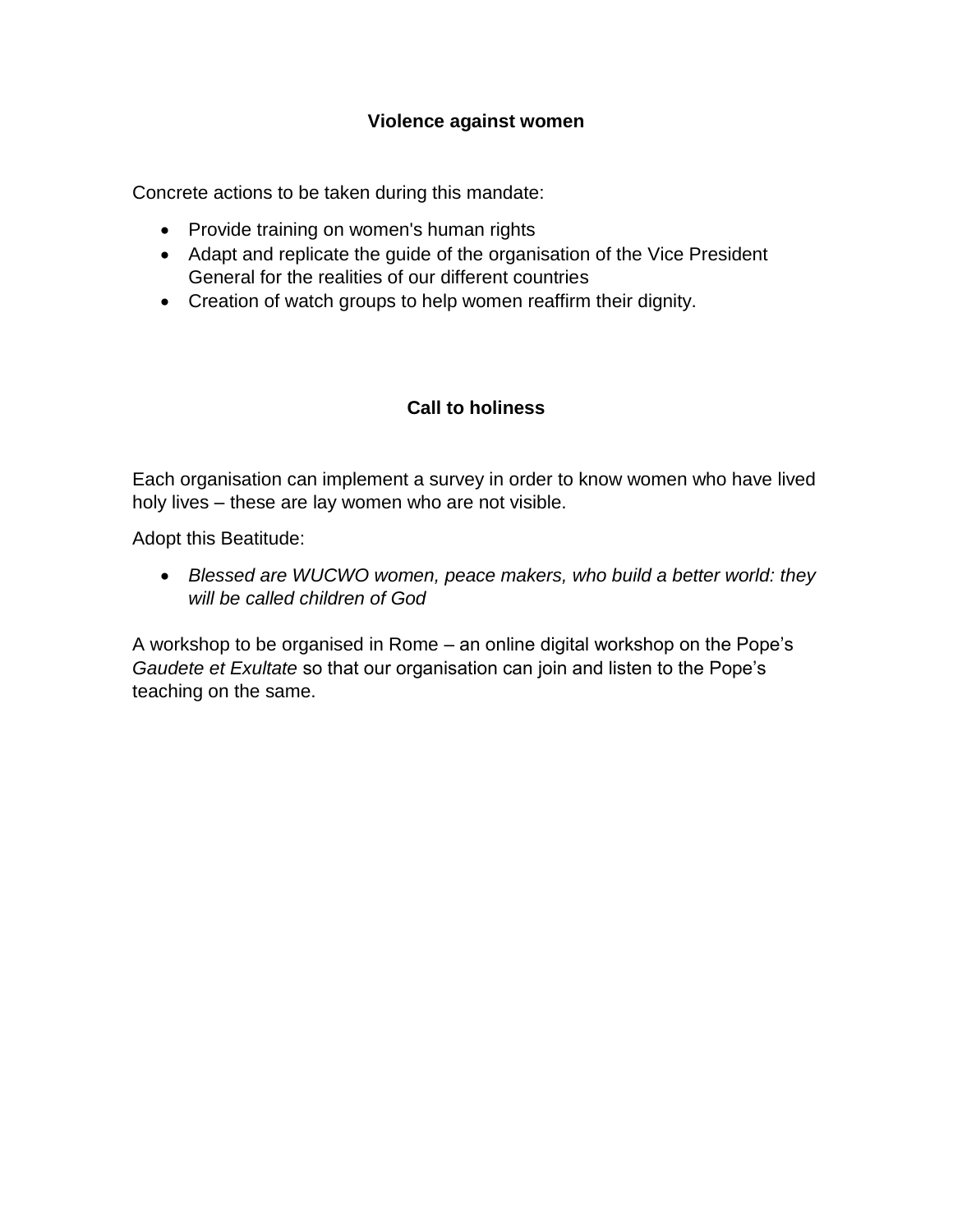## Violence against women

Concrete actions to be taken during this mandate:

- Provide training on women's human rights
- Adapt and replicate the guide of the organisation of the Vice President General for the realities of our different countries
- Creation of watch groups to help women reaffirm their dignity.

## Call to holiness

Each organisation can implement a survey in order to know women who have lived holy lives – these are lay women who are not visible.

Adopt this Beatitude:

- *Blessed are WUCWO women, peace makers, who build a better world: they will be called children of God*

A workshop to be organised in Rome – an online digital workshop on the Pope's *Gaudete et Exultate* so that our organisation can join and listen to the Pope's teaching on the same.